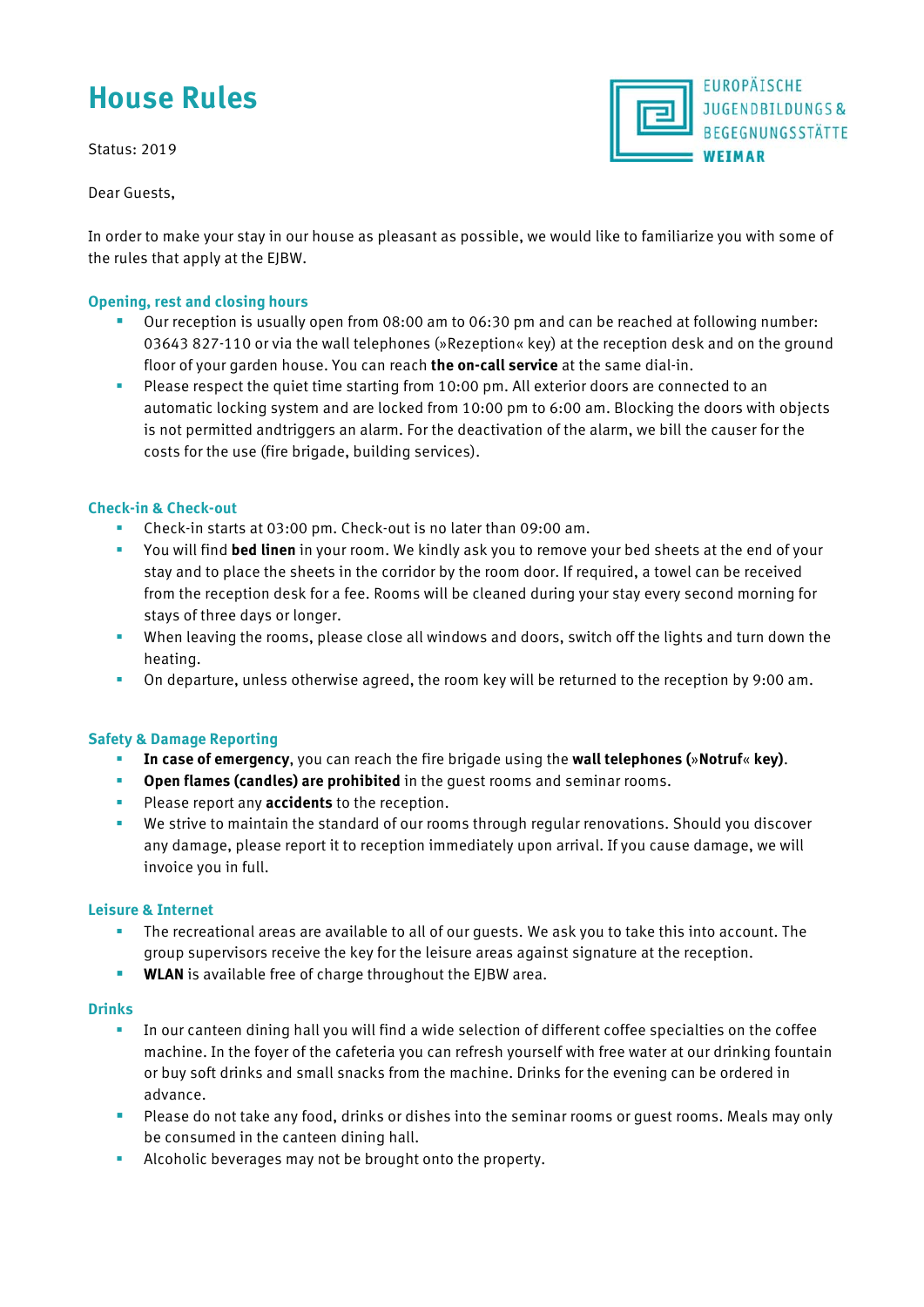# House Rules

EUROPÄISCHE JUGENDBILDUNGS & BEGEGNUNGSSTÄTTE WEIMAR

Status: 2019

Dear Guests,

In order to make your stay in our house as pleasant as possible, we would like to familiarize you with some of the rules that apply at the EJBW.

### Opening, rest and closing hours

- Our reception is usually open from 08:00 am to 06:30 pm and can be reached at following number: 03643 827-110 or via the wall telephones (»Rezeption« key) at the reception desk and on the ground floor of your garden house. You can reach **the on-call service** at the same dial-in.
- Please respect the quiet time starting from 10:00 pm. All exterior doors are connected to an automatic locking system and are locked from 10:00 pm to 6:00 am. Blocking the doors with objects is not permitted andtriggers an alarm. For the deactivation of the alarm, we bill the causer for the costs for the use (fire brigade, building services).

### Check-in & Check-out

- Check-in starts at 03:00 pm. Check-out is no later than 09:00 am.
- You will find **bed linen** in your room. We kindly ask you to remove your bed sheets at the end of your stay and to place the sheets in the corridor by the room door. If required, a towel can be received from the reception desk for a fee. Rooms will be cleaned during your stay every second morning for stays of three days or longer.
- When leaving the rooms, please close all windows and doors, switch off the lights and turn down the heating.
- On departure, unless otherwise agreed, the room key will be returned to the reception by 9:00 am.

### Safety & Damage Reporting

- **In case of emergency**, you can reach the fire brigade using the **wall telephones (»Notruf« key)**.
- **Open flames (candles) are prohibited** in the guest rooms and seminar rooms.
- Please report any **accidents** to the reception.
- We strive to maintain the standard of our rooms through regular renovations. Should you discover any damage, please report it to reception immediately upon arrival. If you cause damage, we will invoice you in full.

### Leisure & Internet

- The recreational areas are available to all of our guests. We ask you to take this into account. The group supervisors receive the key for the leisure areas against signature at the reception.
- **WLAN** is available free of charge throughout the EJBW area.

### Drinks

- In our canteen dining hall you will find a wide selection of different coffee specialties on the coffee machine. In the foyer of the cafeteria you can refresh yourself with free water at our drinking fountain or buy soft drinks and small snacks from the machine. Drinks for the evening can be ordered in advance.
- Please do not take any food, drinks or dishes into the seminar rooms or guest rooms. Meals may only be consumed in the canteen dining hall.
- Alcoholic beverages may not be brought onto the property.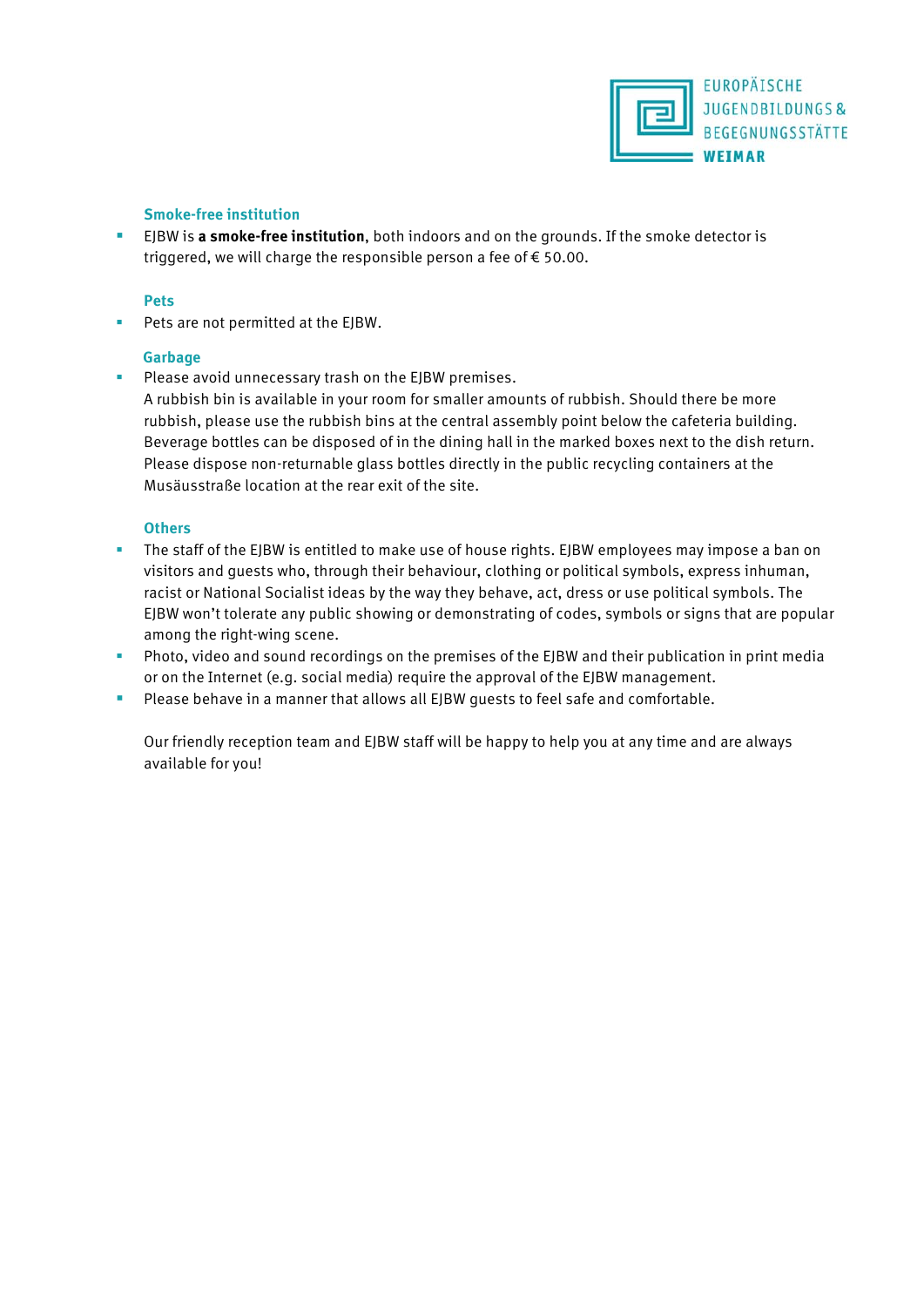## Smoke-free institution

- EJBW is **a smoke-free institution**, both indoors and on the grounds. If the smoke detector is triggered, we will charge the responsible person a fee of € 50.00.

## Pets

- Pets are not permitted at the EJBW.

## Garbage

- Please avoid unnecessary trash on the EJBW premises.
  A rubbish bin is available in your room for smaller amounts of rubbish. Should there be more rubbish, please use the rubbish bins at the central assembly point below the cafeteria building. Beverage bottles can be disposed of in the dining hall in the marked boxes next to the dish return. Please dispose non-returnable glass bottles directly in the public recycling containers at the Musäusstraße location at the rear exit of the site.

## Others

- The staff of the EJBW is entitled to make use of house rights. EJBW employees may impose a ban on visitors and guests who, through their behaviour, clothing or political symbols, express inhuman, racist or National Socialist ideas by the way they behave, act, dress or use political symbols. The EJBW won't tolerate any public showing or demonstrating of codes, symbols or signs that are popular among the right-wing scene.
- Photo, video and sound recordings on the premises of the EJBW and their publication in print media or on the Internet (e.g. social media) require the approval of the EJBW management.
- Please behave in a manner that allows all EJBW guests to feel safe and comfortable.

Our friendly reception team and EJBW staff will be happy to help you at any time and are always available for you!